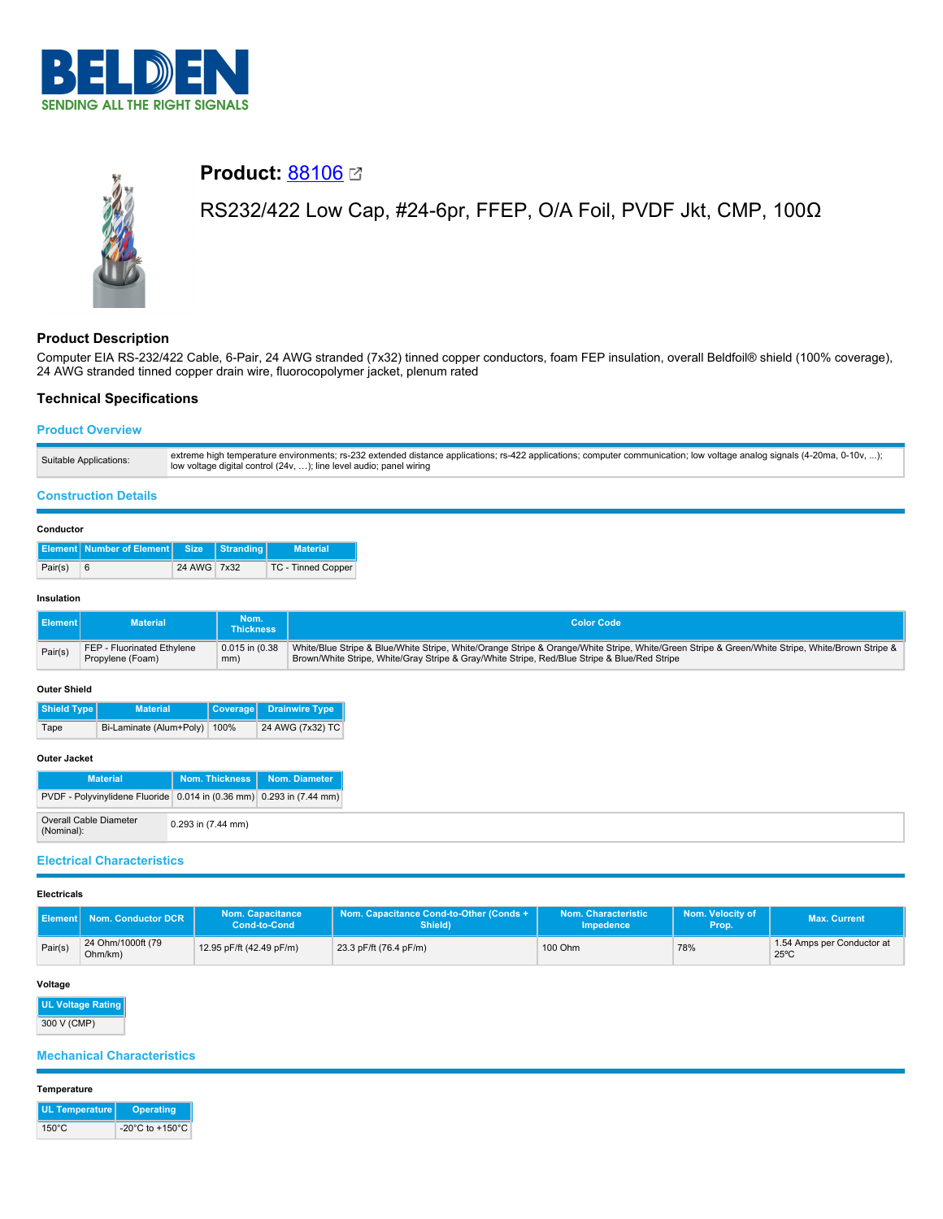# Product: 88106

RS232/422 Low Cap, #24-6pr, FFEP, O/A Foil, PVDF Jkt, CMP, 100Ω

## Product Description

Computer EIA RS-232/422 Cable, 6-Pair, 24 AWG stranded (7x32) tinned copper conductors, foam FEP insulation, overall Beldfoil® shield (100% coverage), 24 AWG stranded tinned copper drain wire, fluorocopolymer jacket, plenum rated

## Technical Specifications

### Product Overview

| | |
|---|---|
| Suitable Applications: | extreme high temperature environments; rs-232 extended distance applications; rs-422 applications; computer communication; low voltage analog signals (4-20ma, 0-10v, ...); low voltage digital control (24v, ...); line level audio; panel wiring |

### Construction Details

#### Conductor

| Element | Number of Element | Size | Stranding | Material |
|---|---|---|---|---|
| Pair(s) | 6 | 24 AWG | 7x32 | TC - Tinned Copper |

#### Insulation

| Element | Material | Nom. Thickness | Color Code |
|---|---|---|---|
| Pair(s) | FEP - Fluorinated Ethylene Propylene (Foam) | 0.015 in (0.38 mm) | White/Blue Stripe & Blue/White Stripe, White/Orange Stripe & Orange/White Stripe, White/Green Stripe & Green/White Stripe, White/Brown Stripe & Brown/White Stripe, White/Gray Stripe & Gray/White Stripe, Red/Blue Stripe & Blue/Red Stripe |

#### Outer Shield

| Shield Type | Material | Coverage | Drainwire Type |
|---|---|---|---|
| Tape | Bi-Laminate (Alum+Poly) | 100% | 24 AWG (7x32) TC |

#### Outer Jacket

| Material | Nom. Thickness | Nom. Diameter |
|---|---|---|
| PVDF - Polyvinylidene Fluoride | 0.014 in (0.36 mm) | 0.293 in (7.44 mm) |

| | |
|---|---|
| Overall Cable Diameter (Nominal): | 0.293 in (7.44 mm) |

### Electrical Characteristics

#### Electricals

| Element | Nom. Conductor DCR | Nom. Capacitance Cond-to-Cond | Nom. Capacitance Cond-to-Other (Conds + Shield) | Nom. Characteristic Impedence | Nom. Velocity of Prop. | Max. Current |
|---|---|---|---|---|---|---|
| Pair(s) | 24 Ohm/1000ft (79 Ohm/km) | 12.95 pF/ft (42.49 pF/m) | 23.3 pF/ft (76.4 pF/m) | 100 Ohm | 78% | 1.54 Amps per Conductor at 25ºC |

#### Voltage

| UL Voltage Rating |
|---|
| 300 V (CMP) |

### Mechanical Characteristics

#### Temperature

| UL Temperature | Operating |
|---|---|
| 150°C | -20°C to +150°C |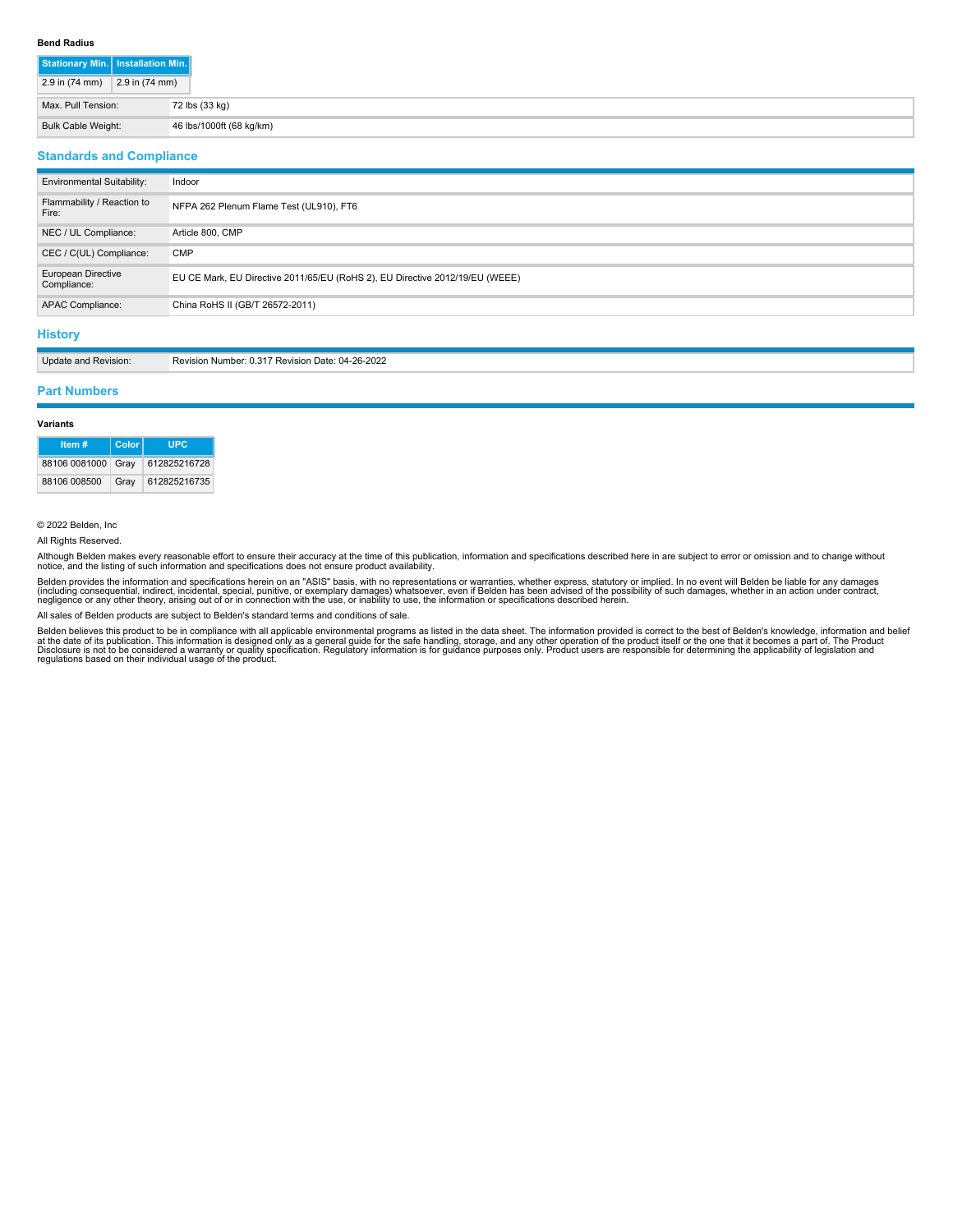**Bend Radius**

| Stationary Min. | Installation Min. |
|---|---|
| 2.9 in (74 mm) | 2.9 in (74 mm) |

| | |
|---|---|
| Max. Pull Tension: | 72 lbs (33 kg) |
| Bulk Cable Weight: | 46 lbs/1000ft (68 kg/km) |

## Standards and Compliance

| | |
|---|---|
| Environmental Suitability: | Indoor |
| Flammability / Reaction to Fire: | NFPA 262 Plenum Flame Test (UL910), FT6 |
| NEC / UL Compliance: | Article 800, CMP |
| CEC / C(UL) Compliance: | CMP |
| European Directive Compliance: | EU CE Mark, EU Directive 2011/65/EU (RoHS 2), EU Directive 2012/19/EU (WEEE) |
| APAC Compliance: | China RoHS II (GB/T 26572-2011) |

## History

| | |
|---|---|
| Update and Revision: | Revision Number: 0.317 Revision Date: 04-26-2022 |

## Part Numbers

**Variants**

| Item # | Color | UPC |
|---|---|---|
| 88106 0081000 | Gray | 612825216728 |
| 88106 008500 | Gray | 612825216735 |

© 2022 Belden, Inc

All Rights Reserved.

Although Belden makes every reasonable effort to ensure their accuracy at the time of this publication, information and specifications described here in are subject to error or omission and to change without notice, and the listing of such information and specifications does not ensure product availability.

Belden provides the information and specifications herein on an "ASIS" basis, with no representations or warranties, whether express, statutory or implied. In no event will Belden be liable for any damages (including consequential, indirect, incidental, special, punitive, or exemplary damages) whatsoever, even if Belden has been advised of the possibility of such damages, whether in an action under contract, negligence or any other theory, arising out of or in connection with the use, or inability to use, the information or specifications described herein.

All sales of Belden products are subject to Belden's standard terms and conditions of sale.

Belden believes this product to be in compliance with all applicable environmental programs as listed in the data sheet. The information provided is correct to the best of Belden's knowledge, information and belief at the date of its publication. This information is designed only as a general guide for the safe handling, storage, and any other operation of the product itself or the one that it becomes a part of. The Product Disclosure is not to be considered a warranty or quality specification. Regulatory information is for guidance purposes only. Product users are responsible for determining the applicability of legislation and regulations based on their individual usage of the product.